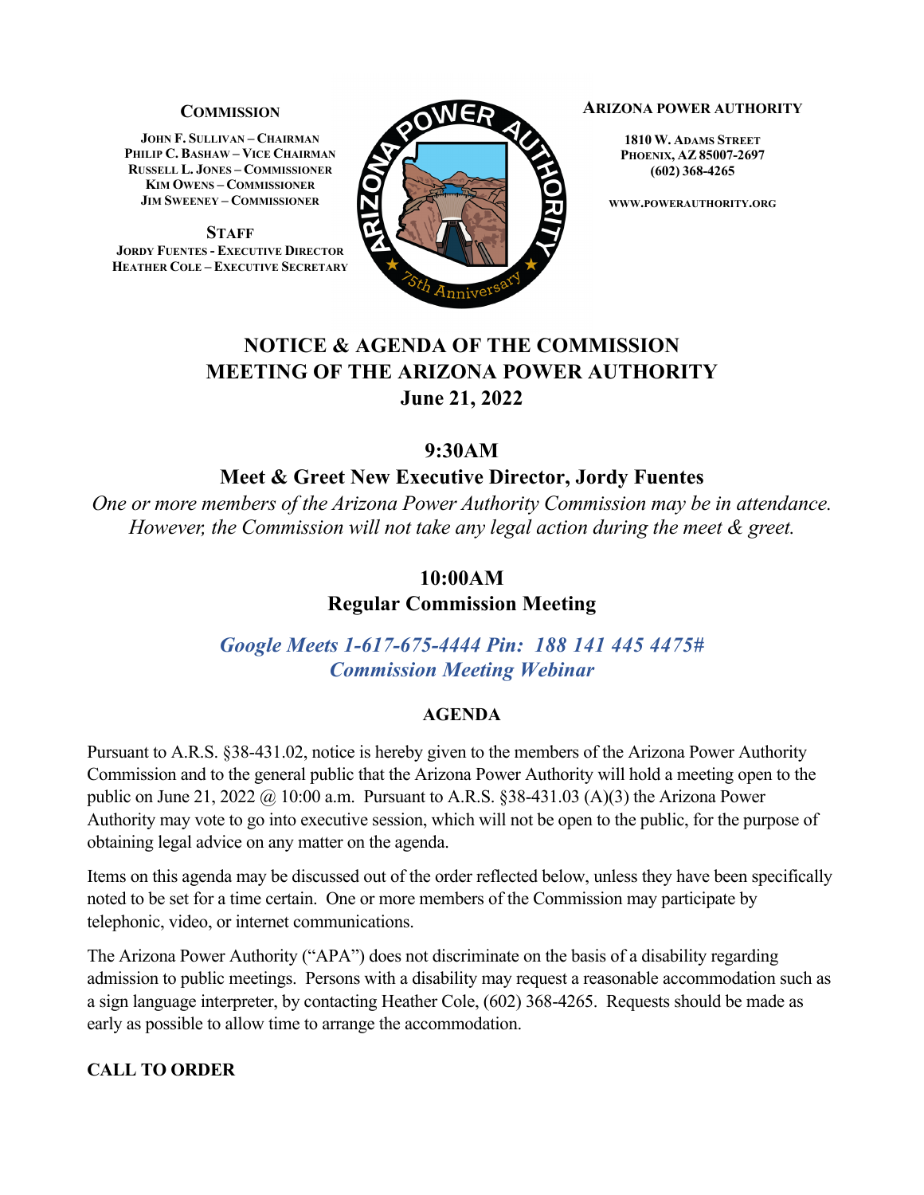**COMMISSION**

**JOHN F. SULLIVAN – CHAIRMAN**
**PHILIP C. BASHAW – VICE CHAIRMAN**
**RUSSELL L. JONES – COMMISSIONER**
**KIM OWENS – COMMISSIONER**
**JIM SWEENEY – COMMISSIONER**

**STAFF**
**JORDY FUENTES - EXECUTIVE DIRECTOR**
**HEATHER COLE – EXECUTIVE SECRETARY**

**ARIZONA POWER AUTHORITY**

**1810 W. ADAMS STREET**
**PHOENIX, AZ 85007-2697**
**(602) 368-4265**

**WWW.POWERAUTHORITY.ORG**

# NOTICE & AGENDA OF THE COMMISSION MEETING OF THE ARIZONA POWER AUTHORITY
## June 21, 2022

### 9:30AM
### Meet & Greet New Executive Director, Jordy Fuentes

*One or more members of the Arizona Power Authority Commission may be in attendance. However, the Commission will not take any legal action during the meet & greet.*

### 10:00AM
### Regular Commission Meeting

***Google Meets 1-617-675-4444 Pin: 188 141 445 4475#***
***Commission Meeting Webinar***

**AGENDA**

Pursuant to A.R.S. §38-431.02, notice is hereby given to the members of the Arizona Power Authority Commission and to the general public that the Arizona Power Authority will hold a meeting open to the public on June 21, 2022 @ 10:00 a.m. Pursuant to A.R.S. §38-431.03 (A)(3) the Arizona Power Authority may vote to go into executive session, which will not be open to the public, for the purpose of obtaining legal advice on any matter on the agenda.

Items on this agenda may be discussed out of the order reflected below, unless they have been specifically noted to be set for a time certain. One or more members of the Commission may participate by telephonic, video, or internet communications.

The Arizona Power Authority ("APA") does not discriminate on the basis of a disability regarding admission to public meetings. Persons with a disability may request a reasonable accommodation such as a sign language interpreter, by contacting Heather Cole, (602) 368-4265. Requests should be made as early as possible to allow time to arrange the accommodation.

**CALL TO ORDER**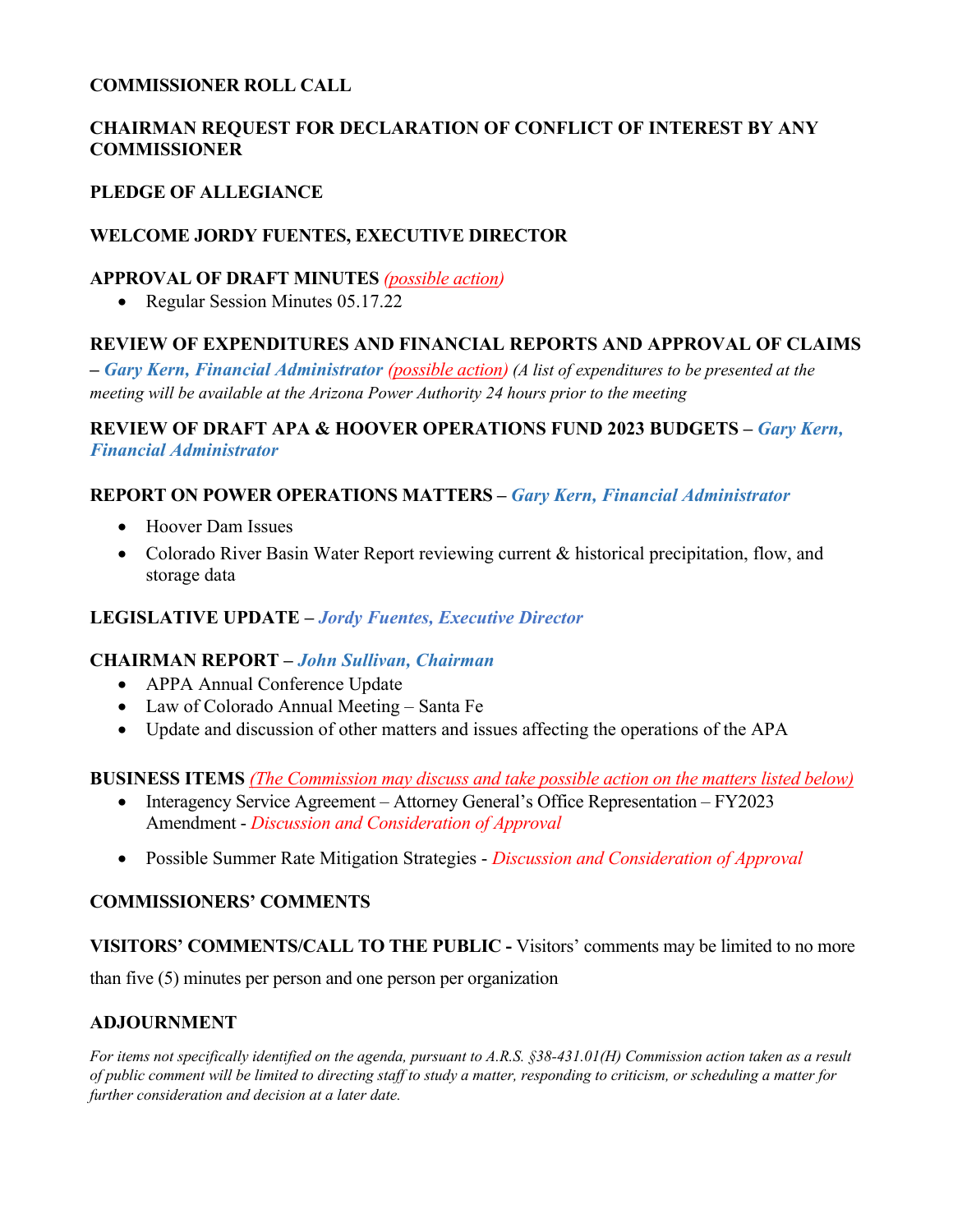**COMMISSIONER ROLL CALL**

**CHAIRMAN REQUEST FOR DECLARATION OF CONFLICT OF INTEREST BY ANY COMMISSIONER**

**PLEDGE OF ALLEGIANCE**

**WELCOME JORDY FUENTES, EXECUTIVE DIRECTOR**

**APPROVAL OF DRAFT MINUTES** *(possible action)*

- Regular Session Minutes 05.17.22

**REVIEW OF EXPENDITURES AND FINANCIAL REPORTS AND APPROVAL OF CLAIMS – *Gary Kern, Financial Administrator*** *(possible action)* *(A list of expenditures to be presented at the meeting will be available at the Arizona Power Authority 24 hours prior to the meeting*

**REVIEW OF DRAFT APA & HOOVER OPERATIONS FUND 2023 BUDGETS – *Gary Kern, Financial Administrator***

**REPORT ON POWER OPERATIONS MATTERS – *Gary Kern, Financial Administrator***

- Hoover Dam Issues
- Colorado River Basin Water Report reviewing current & historical precipitation, flow, and storage data

**LEGISLATIVE UPDATE – *Jordy Fuentes, Executive Director***

**CHAIRMAN REPORT – *John Sullivan, Chairman***

- APPA Annual Conference Update
- Law of Colorado Annual Meeting – Santa Fe
- Update and discussion of other matters and issues affecting the operations of the APA

**BUSINESS ITEMS** *(The Commission may discuss and take possible action on the matters listed below)*

- Interagency Service Agreement – Attorney General's Office Representation – FY2023 Amendment - *Discussion and Consideration of Approval*
- Possible Summer Rate Mitigation Strategies - *Discussion and Consideration of Approval*

**COMMISSIONERS' COMMENTS**

**VISITORS' COMMENTS/CALL TO THE PUBLIC -** Visitors' comments may be limited to no more than five (5) minutes per person and one person per organization

**ADJOURNMENT**

*For items not specifically identified on the agenda, pursuant to A.R.S. §38-431.01(H) Commission action taken as a result of public comment will be limited to directing staff to study a matter, responding to criticism, or scheduling a matter for further consideration and decision at a later date.*